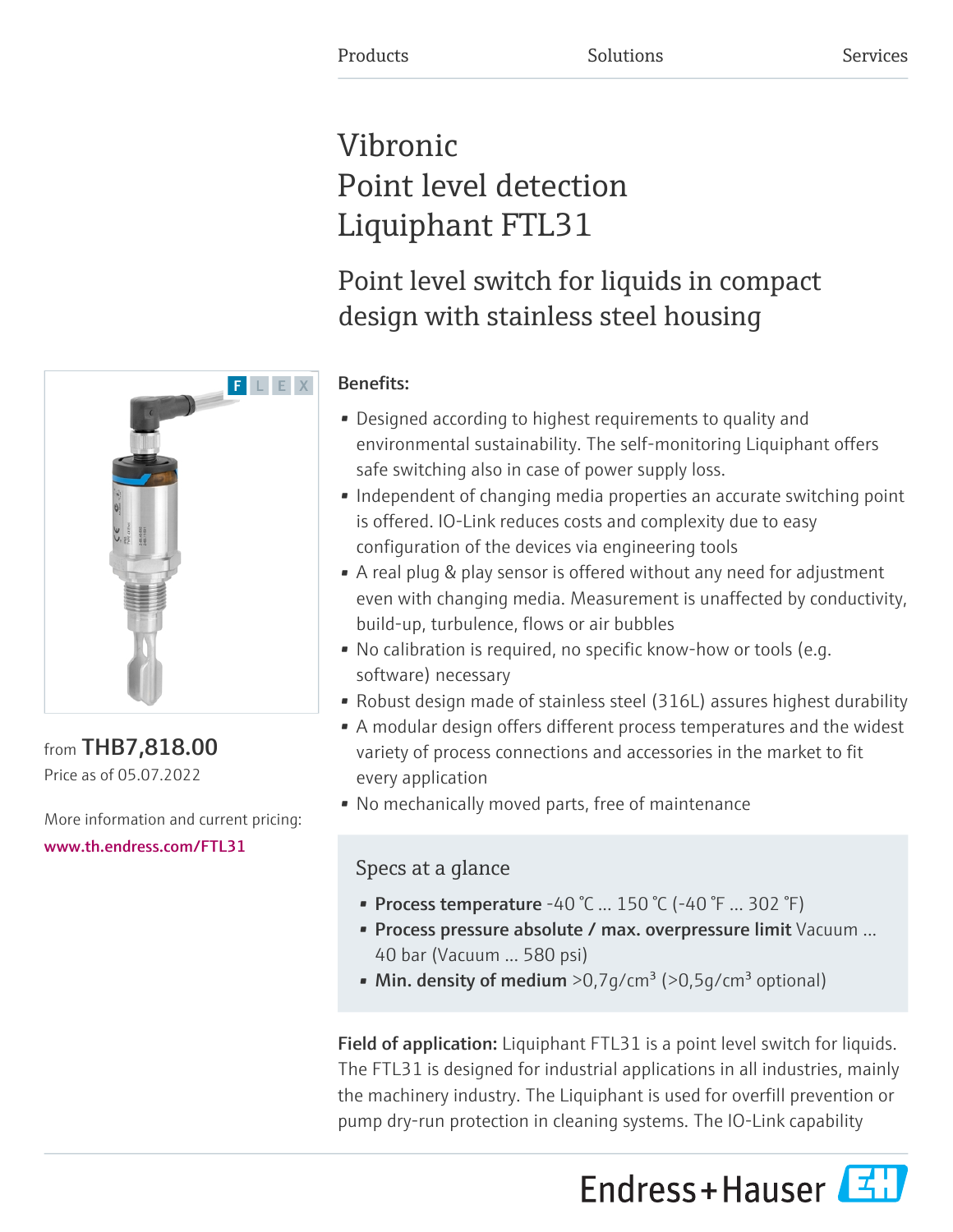Products Solutions Services

# Vibronic
# Point level detection
# Liquiphant FTL31

## Point level switch for liquids in compact design with stainless steel housing

from **THB7,818.00**
Price as of 05.07.2022

More information and current pricing:
www.th.endress.com/FTL31

**Benefits:**

- Designed according to highest requirements to quality and environmental sustainability. The self-monitoring Liquiphant offers safe switching also in case of power supply loss.
- Independent of changing media properties an accurate switching point is offered. IO-Link reduces costs and complexity due to easy configuration of the devices via engineering tools
- A real plug & play sensor is offered without any need for adjustment even with changing media. Measurement is unaffected by conductivity, build-up, turbulence, flows or air bubbles
- No calibration is required, no specific know-how or tools (e.g. software) necessary
- Robust design made of stainless steel (316L) assures highest durability
- A modular design offers different process temperatures and the widest variety of process connections and accessories in the market to fit every application
- No mechanically moved parts, free of maintenance

### Specs at a glance

- **Process temperature** -40 °C ... 150 °C (-40 °F ... 302 °F)
- **Process pressure absolute / max. overpressure limit** Vacuum ... 40 bar (Vacuum ... 580 psi)
- **Min. density of medium** >0,7g/cm³ (>0,5g/cm³ optional)

**Field of application:** Liquiphant FTL31 is a point level switch for liquids. The FTL31 is designed for industrial applications in all industries, mainly the machinery industry. The Liquiphant is used for overfill prevention or pump dry-run protection in cleaning systems. The IO-Link capability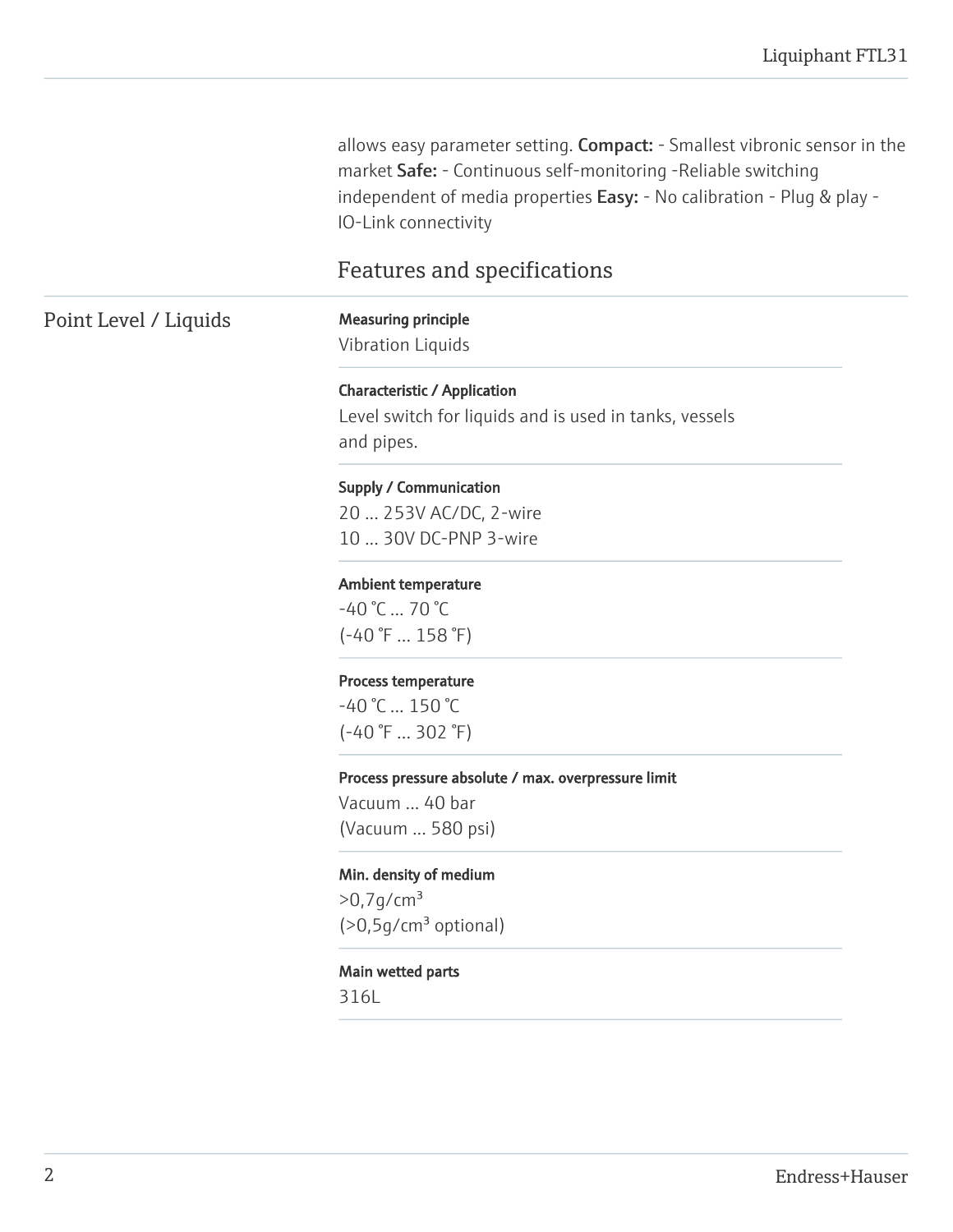allows easy parameter setting. **Compact:** - Smallest vibronic sensor in the market **Safe:** - Continuous self-monitoring -Reliable switching independent of media properties **Easy:** - No calibration - Plug & play - IO-Link connectivity

## Features and specifications

### Point Level / Liquids

**Measuring principle**
Vibration Liquids

**Characteristic / Application**
Level switch for liquids and is used in tanks, vessels and pipes.

**Supply / Communication**
20 ... 253V AC/DC, 2-wire
10 ... 30V DC-PNP 3-wire

**Ambient temperature**
-40 °C ... 70 °C
(-40 °F ... 158 °F)

**Process temperature**
-40 °C ... 150 °C
(-40 °F ... 302 °F)

**Process pressure absolute / max. overpressure limit**
Vacuum ... 40 bar
(Vacuum ... 580 psi)

**Min. density of medium**
>0,7g/$cm^3$
(>0,5g/$cm^3$ optional)

**Main wetted parts**
316L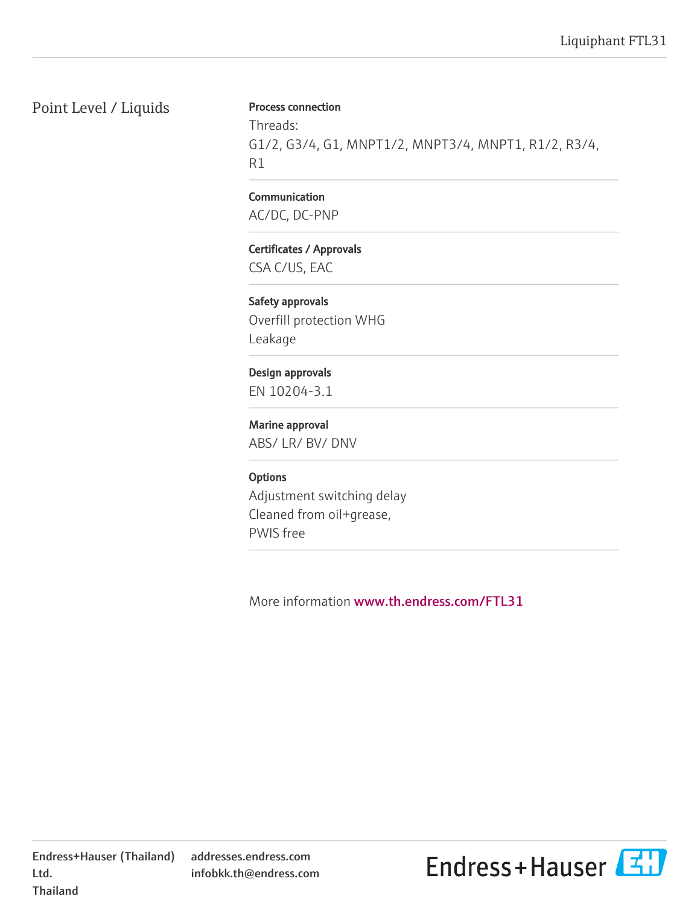## Point Level / Liquids

**Process connection**

Threads:
G1/2, G3/4, G1, MNPT1/2, MNPT3/4, MNPT1, R1/2, R3/4, R1

**Communication**

AC/DC, DC-PNP

**Certificates / Approvals**

CSA C/US, EAC

**Safety approvals**

Overfill protection WHG
Leakage

**Design approvals**

EN 10204-3.1

**Marine approval**

ABS/ LR/ BV/ DNV

**Options**

Adjustment switching delay
Cleaned from oil+grease,
PWIS free

More information **www.th.endress.com/FTL31**

Endress+Hauser (Thailand) Ltd.
Thailand

addresses.endress.com
infobkk.th@endress.com